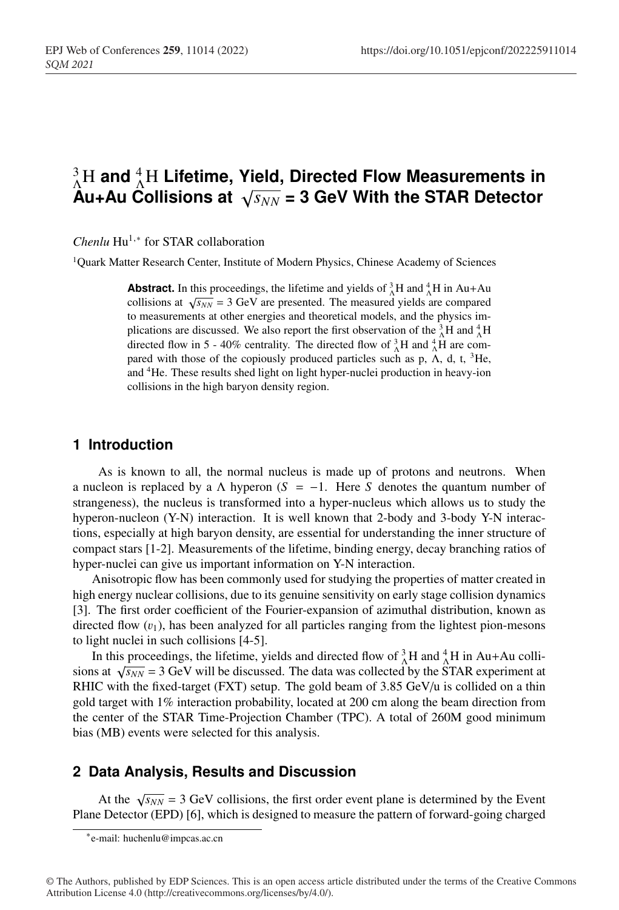# ${}^{3}_{\Lambda}\mathrm{H}$ and ${}^{4}_{\Lambda}\mathrm{H}$ Lifetime, Yield, Directed Flow Measurements in Au+Au Collisions at $\sqrt{s_{NN}}$ = 3 GeV With the STAR Detector

*Chenlu* Hu[1,*] for STAR collaboration

[1]Quark Matter Research Center, Institute of Modern Physics, Chinese Academy of Sciences

**Abstract.** In this proceedings, the lifetime and yields of ${}^{3}_{\Lambda}\mathrm{H}$ and ${}^{4}_{\Lambda}\mathrm{H}$ in Au+Au collisions at $\sqrt{s_{NN}}$ = 3 GeV are presented. The measured yields are compared to measurements at other energies and theoretical models, and the physics implications are discussed. We also report the first observation of the ${}^{3}_{\Lambda}\mathrm{H}$ and ${}^{4}_{\Lambda}\mathrm{H}$ directed flow in 5 - 40% centrality. The directed flow of ${}^{3}_{\Lambda}\mathrm{H}$ and ${}^{4}_{\Lambda}\mathrm{H}$ are compared with those of the copiously produced particles such as p, $\Lambda$, d, t, ${}^{3}\mathrm{He}$, and ${}^{4}\mathrm{He}$. These results shed light on light hyper-nuclei production in heavy-ion collisions in the high baryon density region.

## 1 Introduction

As is known to all, the normal nucleus is made up of protons and neutrons. When a nucleon is replaced by a $\Lambda$ hyperon ($S = -1$. Here $S$ denotes the quantum number of strangeness), the nucleus is transformed into a hyper-nucleus which allows us to study the hyperon-nucleon (Y-N) interaction. It is well known that 2-body and 3-body Y-N interactions, especially at high baryon density, are essential for understanding the inner structure of compact stars [1-2]. Measurements of the lifetime, binding energy, decay branching ratios of hyper-nuclei can give us important information on Y-N interaction.

Anisotropic flow has been commonly used for studying the properties of matter created in high energy nuclear collisions, due to its genuine sensitivity on early stage collision dynamics [3]. The first order coefficient of the Fourier-expansion of azimuthal distribution, known as directed flow ($v_1$), has been analyzed for all particles ranging from the lightest pion-mesons to light nuclei in such collisions [4-5].

In this proceedings, the lifetime, yields and directed flow of ${}^{3}_{\Lambda}\mathrm{H}$ and ${}^{4}_{\Lambda}\mathrm{H}$ in Au+Au collisions at $\sqrt{s_{NN}}$ = 3 GeV will be discussed. The data was collected by the STAR experiment at RHIC with the fixed-target (FXT) setup. The gold beam of 3.85 GeV/u is collided on a thin gold target with 1% interaction probability, located at 200 cm along the beam direction from the center of the STAR Time-Projection Chamber (TPC). A total of 260M good minimum bias (MB) events were selected for this analysis.

## 2 Data Analysis, Results and Discussion

At the $\sqrt{s_{NN}}$ = 3 GeV collisions, the first order event plane is determined by the Event Plane Detector (EPD) [6], which is designed to measure the pattern of forward-going charged

*e-mail: huchenlu@impcas.ac.cn

© The Authors, published by EDP Sciences. This is an open access article distributed under the terms of the Creative Commons Attribution License 4.0 (http://creativecommons.org/licenses/by/4.0/).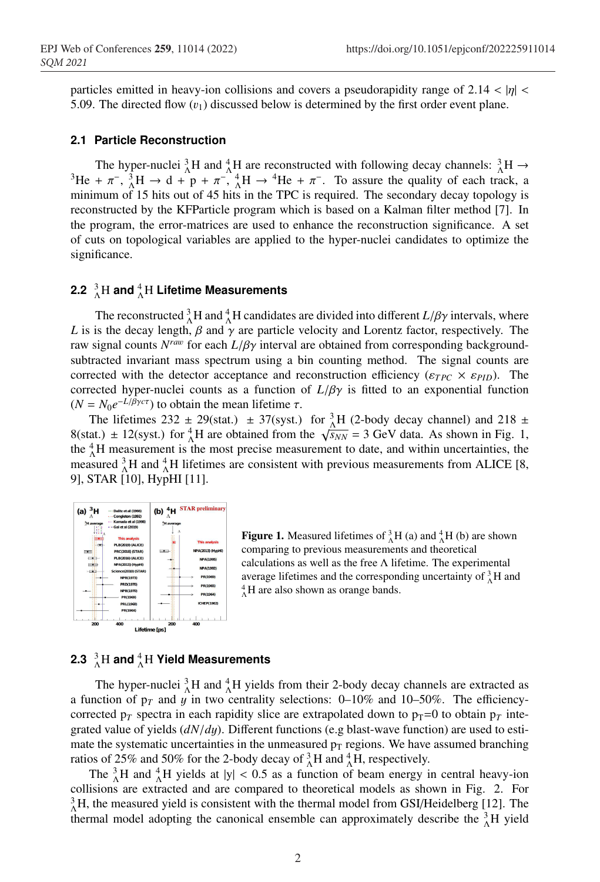particles emitted in heavy-ion collisions and covers a pseudorapidity range of $2.14 < |\eta| < 5.09$. The directed flow ($v_1$) discussed below is determined by the first order event plane.

### 2.1 Particle Reconstruction

The hyper-nuclei ${}^{3}_{\Lambda}$H and ${}^{4}_{\Lambda}$H are reconstructed with following decay channels: ${}^{3}_{\Lambda}\mathrm{H} \rightarrow {}^{3}\mathrm{He} + \pi^{-}$, ${}^{3}_{\Lambda}\mathrm{H} \rightarrow \mathrm{d} + \mathrm{p} + \pi^{-}$, ${}^{4}_{\Lambda}\mathrm{H} \rightarrow {}^{4}\mathrm{He} + \pi^{-}$. To assure the quality of each track, a minimum of 15 hits out of 45 hits in the TPC is required. The secondary decay topology is reconstructed by the KFParticle program which is based on a Kalman filter method [7]. In the program, the error-matrices are used to enhance the reconstruction significance. A set of cuts on topological variables are applied to the hyper-nuclei candidates to optimize the significance.

### 2.2 ${}^{3}_{\Lambda}$H and ${}^{4}_{\Lambda}$H Lifetime Measurements

The reconstructed ${}^{3}_{\Lambda}$H and ${}^{4}_{\Lambda}$H candidates are divided into different $L/\beta\gamma$ intervals, where $L$ is is the decay length, $\beta$ and $\gamma$ are particle velocity and Lorentz factor, respectively. The raw signal counts $N^{raw}$ for each $L/\beta\gamma$ interval are obtained from corresponding background-subtracted invariant mass spectrum using a bin counting method. The signal counts are corrected with the detector acceptance and reconstruction efficiency ($\varepsilon_{TPC} \times \varepsilon_{PID}$). The corrected hyper-nuclei counts as a function of $L/\beta\gamma$ is fitted to an exponential function ($N = N_0 e^{-L/\beta\gamma c\tau}$) to obtain the mean lifetime $\tau$.

The lifetimes 232 ± 29(stat.) ± 37(syst.) for ${}^{3}_{\Lambda}$H (2-body decay channel) and 218 ± 8(stat.) ± 12(syst.) for ${}^{4}_{\Lambda}$H are obtained from the $\sqrt{s_{NN}}$ = 3 GeV data. As shown in Fig. 1, the ${}^{4}_{\Lambda}$H measurement is the most precise measurement to date, and within uncertainties, the measured ${}^{3}_{\Lambda}$H and ${}^{4}_{\Lambda}$H lifetimes are consistent with previous measurements from ALICE [8, 9], STAR [10], HypHI [11].

**Figure 1.** Measured lifetimes of ${}^{3}_{\Lambda}$H (a) and ${}^{4}_{\Lambda}$H (b) are shown comparing to previous measurements and theoretical calculations as well as the free Λ lifetime. The experimental average lifetimes and the corresponding uncertainty of ${}^{3}_{\Lambda}$H and ${}^{4}_{\Lambda}$H are also shown as orange bands.

### 2.3 ${}^{3}_{\Lambda}$H and ${}^{4}_{\Lambda}$H Yield Measurements

The hyper-nuclei ${}^{3}_{\Lambda}$H and ${}^{4}_{\Lambda}$H yields from their 2-body decay channels are extracted as a function of $p_T$ and $y$ in two centrality selections: 0–10% and 10–50%. The efficiency-corrected $p_T$ spectra in each rapidity slice are extrapolated down to $p_T$=0 to obtain $p_T$ integrated value of yields ($dN/dy$). Different functions (e.g blast-wave function) are used to estimate the systematic uncertainties in the unmeasured $p_T$ regions. We have assumed branching ratios of 25% and 50% for the 2-body decay of ${}^{3}_{\Lambda}$H and ${}^{4}_{\Lambda}$H, respectively.

The ${}^{3}_{\Lambda}$H and ${}^{4}_{\Lambda}$H yields at |y| < 0.5 as a function of beam energy in central heavy-ion collisions are extracted and are compared to theoretical models as shown in Fig. 2. For ${}^{3}_{\Lambda}$H, the measured yield is consistent with the thermal model from GSI/Heidelberg [12]. The thermal model adopting the canonical ensemble can approximately describe the ${}^{3}_{\Lambda}$H yield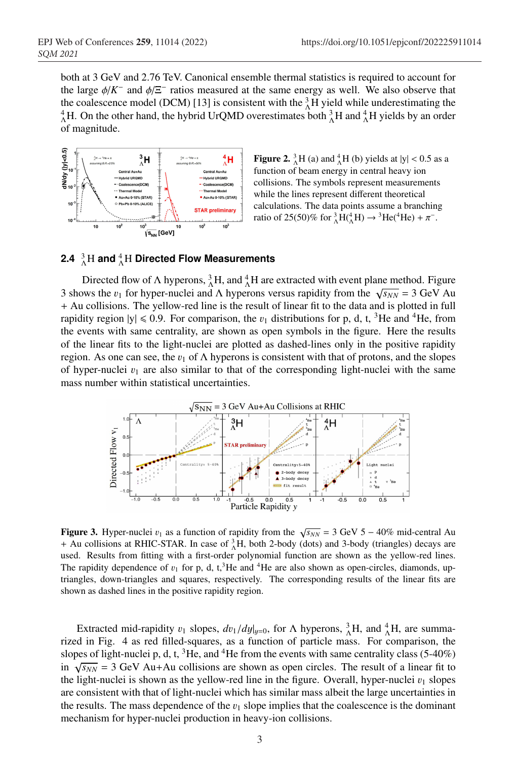both at 3 GeV and 2.76 TeV. Canonical ensemble thermal statistics is required to account for the large $\phi/K^-$ and $\phi/\Xi^-$ ratios measured at the same energy as well. We also observe that the coalescence model (DCM) [13] is consistent with the ${}^3_\Lambda$H yield while underestimating the ${}^4_\Lambda$H. On the other hand, the hybrid UrQMD overestimates both ${}^3_\Lambda$H and ${}^4_\Lambda$H yields by an order of magnitude.

**Figure 2.** ${}^3_\Lambda$H (a) and ${}^4_\Lambda$H (b) yields at $|y| < 0.5$ as a function of beam energy in central heavy ion collisions. The symbols represent measurements while the lines represent different theoretical calculations. The data points assume a branching ratio of 25(50)% for ${}^3_\Lambda\mathrm{H}({}^4_\Lambda\mathrm{H}) \rightarrow {}^3\mathrm{He}({}^4\mathrm{He}) + \pi^-$.

## 2.4 ${}^3_\Lambda$H and ${}^4_\Lambda$H Directed Flow Measurements

Directed flow of $\Lambda$ hyperons, ${}^3_\Lambda$H, and ${}^4_\Lambda$H are extracted with event plane method. Figure 3 shows the $v_1$ for hyper-nuclei and $\Lambda$ hyperons versus rapidity from the $\sqrt{s_{NN}} = 3$ GeV Au + Au collisions. The yellow-red line is the result of linear fit to the data and is plotted in full rapidity region $|y| \leqslant 0.9$. For comparison, the $v_1$ distributions for p, d, t, ${}^3$He and ${}^4$He, from the events with same centrality, are shown as open symbols in the figure. Here the results of the linear fits to the light-nuclei are plotted as dashed-lines only in the positive rapidity region. As one can see, the $v_1$ of $\Lambda$ hyperons is consistent with that of protons, and the slopes of hyper-nuclei $v_1$ are also similar to that of the corresponding light-nuclei with the same mass number within statistical uncertainties.

**Figure 3.** Hyper-nuclei $v_1$ as a function of rapidity from the $\sqrt{s_{NN}} = 3$ GeV $5-40\%$ mid-central Au + Au collisions at RHIC-STAR. In case of ${}^3_\Lambda$H, both 2-body (dots) and 3-body (triangles) decays are used. Results from fitting with a first-order polynomial function are shown as the yellow-red lines. The rapidity dependence of $v_1$ for p, d, t,${}^3$He and ${}^4$He are also shown as open-circles, diamonds, up-triangles, down-triangles and squares, respectively. The corresponding results of the linear fits are shown as dashed lines in the positive rapidity region.

Extracted mid-rapidity $v_1$ slopes, $dv_1/dy|_{y=0}$, for $\Lambda$ hyperons, ${}^3_\Lambda$H, and ${}^4_\Lambda$H, are summarized in Fig. 4 as red filled-squares, as a function of particle mass. For comparison, the slopes of light-nuclei p, d, t, ${}^3$He, and ${}^4$He from the events with same centrality class (5-40%) in $\sqrt{s_{NN}} = 3$ GeV Au+Au collisions are shown as open circles. The result of a linear fit to the light-nuclei is shown as the yellow-red line in the figure. Overall, hyper-nuclei $v_1$ slopes are consistent with that of light-nuclei which has similar mass albeit the large uncertainties in the results. The mass dependence of the $v_1$ slope implies that the coalescence is the dominant mechanism for hyper-nuclei production in heavy-ion collisions.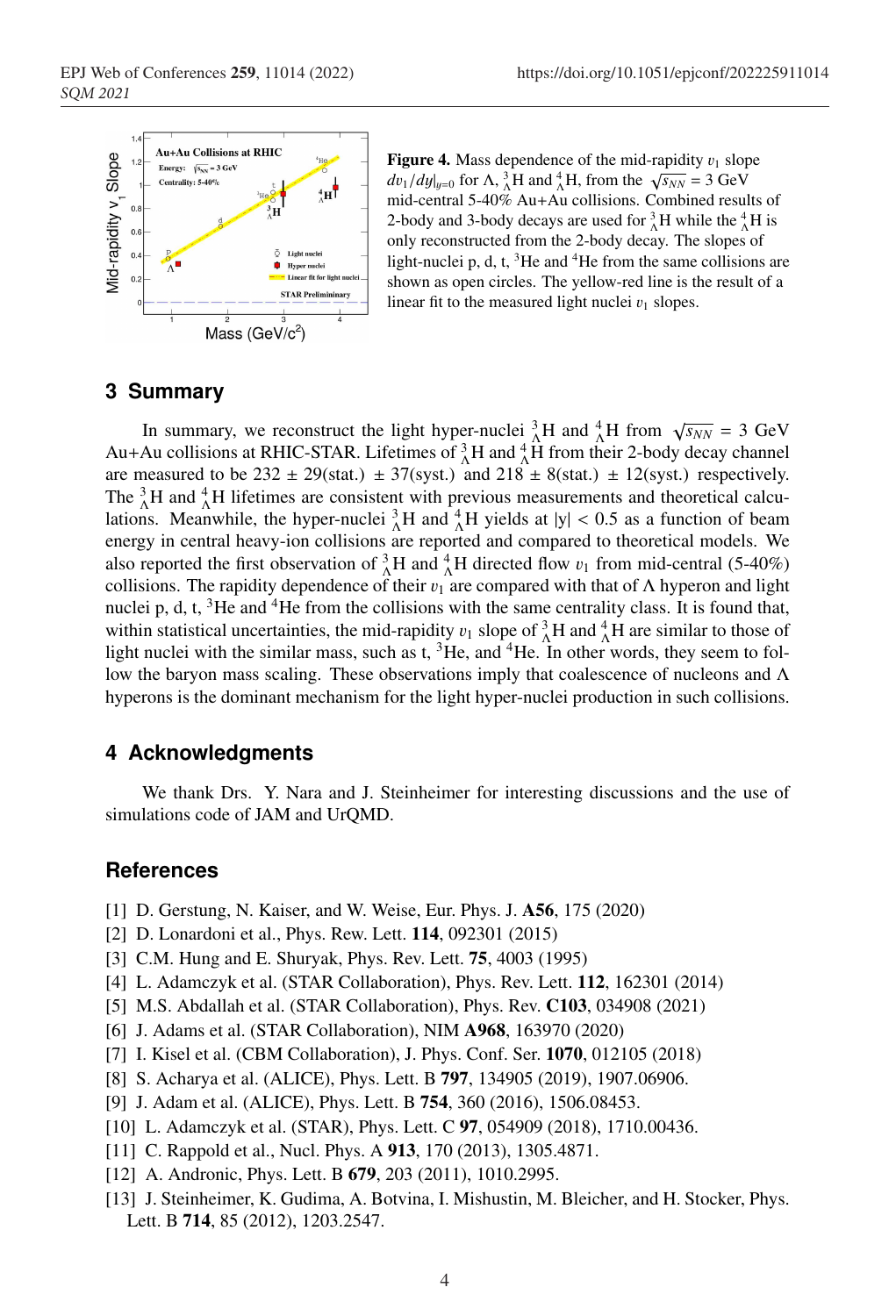Au+Au Collisions at RHIC

Energy: $\sqrt{s_{NN}}$ = 3 GeV

Centrality: 5-40%

Mid-rapidity $v_1$ Slope

Mass (GeV/c$^2$)

Light nuclei

Hyper nuclei

Linear fit for light nuclei

STAR Prelimininary

**Figure 4.** Mass dependence of the mid-rapidity $v_1$ slope $dv_1/dy|_{y=0}$ for $\Lambda$, ${}^3_\Lambda$H and ${}^4_\Lambda$H, from the $\sqrt{s_{NN}}$ = 3 GeV mid-central 5-40% Au+Au collisions. Combined results of 2-body and 3-body decays are used for ${}^3_\Lambda$H while the ${}^4_\Lambda$H is only reconstructed from the 2-body decay. The slopes of light-nuclei p, d, t, $^3$He and $^4$He from the same collisions are shown as open circles. The yellow-red line is the result of a linear fit to the measured light nuclei $v_1$ slopes.

## 3 Summary

In summary, we reconstruct the light hyper-nuclei ${}^3_\Lambda$H and ${}^4_\Lambda$H from $\sqrt{s_{NN}}$ = 3 GeV Au+Au collisions at RHIC-STAR. Lifetimes of ${}^3_\Lambda$H and ${}^4_\Lambda$H from their 2-body decay channel are measured to be 232 ± 29(stat.) ± 37(syst.) and 218 ± 8(stat.) ± 12(syst.) respectively. The ${}^3_\Lambda$H and ${}^4_\Lambda$H lifetimes are consistent with previous measurements and theoretical calculations. Meanwhile, the hyper-nuclei ${}^3_\Lambda$H and ${}^4_\Lambda$H yields at |y| < 0.5 as a function of beam energy in central heavy-ion collisions are reported and compared to theoretical models. We also reported the first observation of ${}^3_\Lambda$H and ${}^4_\Lambda$H directed flow $v_1$ from mid-central (5-40%) collisions. The rapidity dependence of their $v_1$ are compared with that of $\Lambda$ hyperon and light nuclei p, d, t, $^3$He and $^4$He from the collisions with the same centrality class. It is found that, within statistical uncertainties, the mid-rapidity $v_1$ slope of ${}^3_\Lambda$H and ${}^4_\Lambda$H are similar to those of light nuclei with the similar mass, such as t, $^3$He, and $^4$He. In other words, they seem to follow the baryon mass scaling. These observations imply that coalescence of nucleons and $\Lambda$ hyperons is the dominant mechanism for the light hyper-nuclei production in such collisions.

## 4 Acknowledgments

We thank Drs. Y. Nara and J. Steinheimer for interesting discussions and the use of simulations code of JAM and UrQMD.

## References

[1] D. Gerstung, N. Kaiser, and W. Weise, Eur. Phys. J. **A56**, 175 (2020)

[2] D. Lonardoni et al., Phys. Rew. Lett. **114**, 092301 (2015)

[3] C.M. Hung and E. Shuryak, Phys. Rev. Lett. **75**, 4003 (1995)

[4] L. Adamczyk et al. (STAR Collaboration), Phys. Rev. Lett. **112**, 162301 (2014)

[5] M.S. Abdallah et al. (STAR Collaboration), Phys. Rev. **C103**, 034908 (2021)

[6] J. Adams et al. (STAR Collaboration), NIM **A968**, 163970 (2020)

[7] I. Kisel et al. (CBM Collaboration), J. Phys. Conf. Ser. **1070**, 012105 (2018)

[8] S. Acharya et al. (ALICE), Phys. Lett. B **797**, 134905 (2019), 1907.06906.

[9] J. Adam et al. (ALICE), Phys. Lett. B **754**, 360 (2016), 1506.08453.

[10] L. Adamczyk et al. (STAR), Phys. Lett. C **97**, 054909 (2018), 1710.00436.

[11] C. Rappold et al., Nucl. Phys. A **913**, 170 (2013), 1305.4871.

[12] A. Andronic, Phys. Lett. B **679**, 203 (2011), 1010.2995.

[13] J. Steinheimer, K. Gudima, A. Botvina, I. Mishustin, M. Bleicher, and H. Stocker, Phys. Lett. B **714**, 85 (2012), 1203.2547.